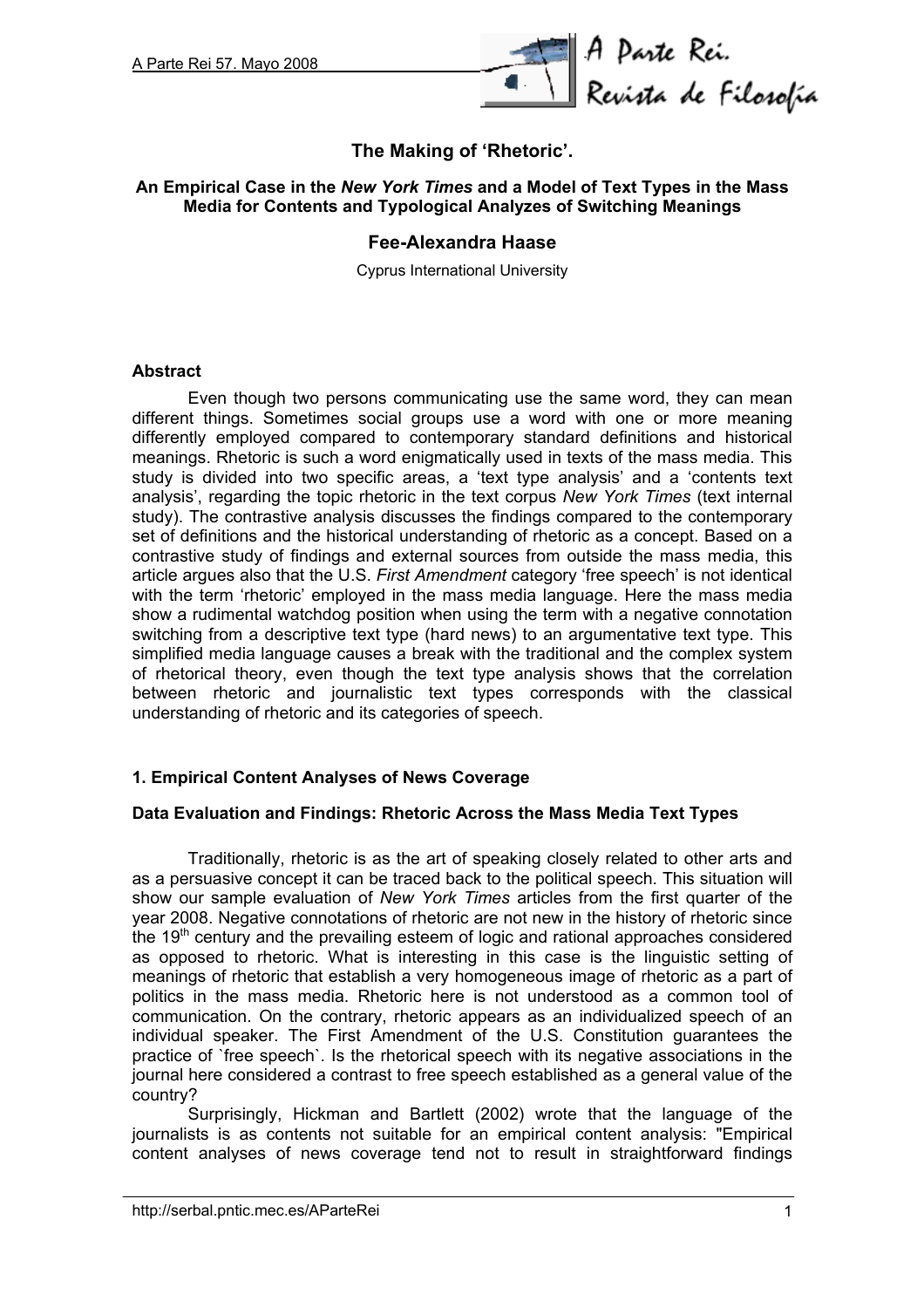# The Making of 'Rhetoric'.

**An Empirical Case in the *New York Times* and a Model of Text Types in the Mass Media for Contents and Typological Analyzes of Switching Meanings**

**Fee-Alexandra Haase**

Cyprus International University

**Abstract**

Even though two persons communicating use the same word, they can mean different things. Sometimes social groups use a word with one or more meaning differently employed compared to contemporary standard definitions and historical meanings. Rhetoric is such a word enigmatically used in texts of the mass media. This study is divided into two specific areas, a 'text type analysis' and a 'contents text analysis', regarding the topic rhetoric in the text corpus *New York Times* (text internal study). The contrastive analysis discusses the findings compared to the contemporary set of definitions and the historical understanding of rhetoric as a concept. Based on a contrastive study of findings and external sources from outside the mass media, this article argues also that the U.S. *First Amendment* category 'free speech' is not identical with the term 'rhetoric' employed in the mass media language. Here the mass media show a rudimental watchdog position when using the term with a negative connotation switching from a descriptive text type (hard news) to an argumentative text type. This simplified media language causes a break with the traditional and the complex system of rhetorical theory, even though the text type analysis shows that the correlation between rhetoric and journalistic text types corresponds with the classical understanding of rhetoric and its categories of speech.

## 1. Empirical Content Analyses of News Coverage

### Data Evaluation and Findings: Rhetoric Across the Mass Media Text Types

Traditionally, rhetoric is as the art of speaking closely related to other arts and as a persuasive concept it can be traced back to the political speech. This situation will show our sample evaluation of *New York Times* articles from the first quarter of the year 2008. Negative connotations of rhetoric are not new in the history of rhetoric since the 19th century and the prevailing esteem of logic and rational approaches considered as opposed to rhetoric. What is interesting in this case is the linguistic setting of meanings of rhetoric that establish a very homogeneous image of rhetoric as a part of politics in the mass media. Rhetoric here is not understood as a common tool of communication. On the contrary, rhetoric appears as an individualized speech of an individual speaker. The First Amendment of the U.S. Constitution guarantees the practice of `free speech`. Is the rhetorical speech with its negative associations in the journal here considered a contrast to free speech established as a general value of the country?

Surprisingly, Hickman and Bartlett (2002) wrote that the language of the journalists is as contents not suitable for an empirical content analysis: "Empirical content analyses of news coverage tend not to result in straightforward findings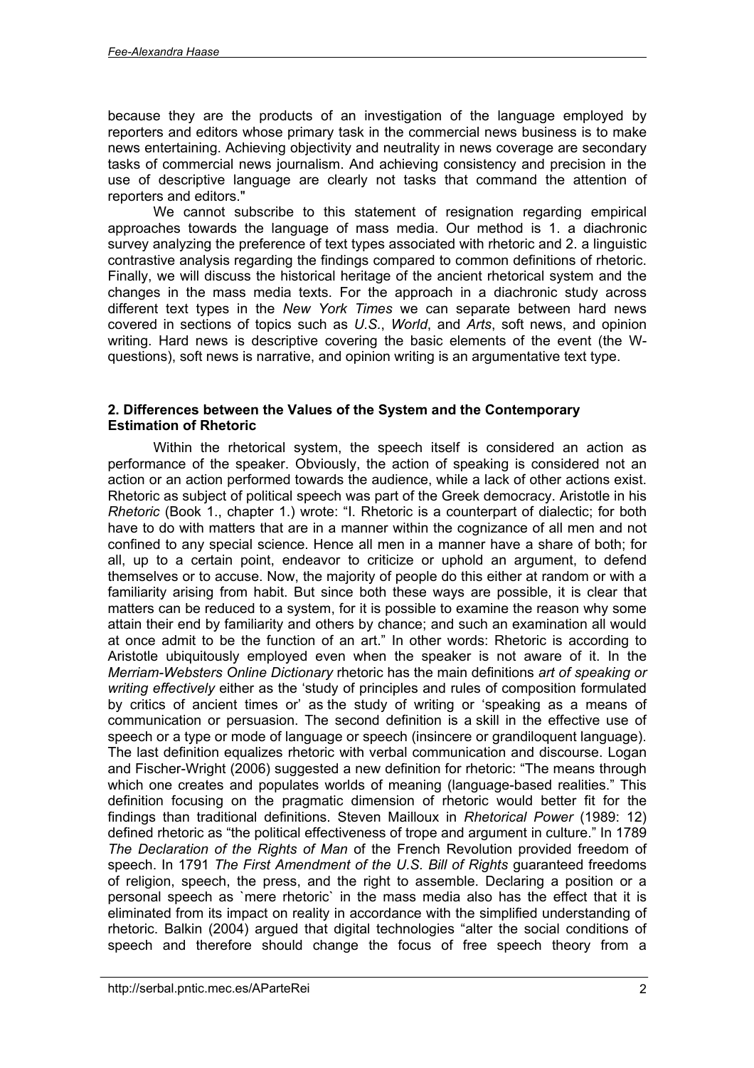because they are the products of an investigation of the language employed by reporters and editors whose primary task in the commercial news business is to make news entertaining. Achieving objectivity and neutrality in news coverage are secondary tasks of commercial news journalism. And achieving consistency and precision in the use of descriptive language are clearly not tasks that command the attention of reporters and editors."

We cannot subscribe to this statement of resignation regarding empirical approaches towards the language of mass media. Our method is 1. a diachronic survey analyzing the preference of text types associated with rhetoric and 2. a linguistic contrastive analysis regarding the findings compared to common definitions of rhetoric. Finally, we will discuss the historical heritage of the ancient rhetorical system and the changes in the mass media texts. For the approach in a diachronic study across different text types in the *New York Times* we can separate between hard news covered in sections of topics such as *U.S.*, *World*, and *Arts*, soft news, and opinion writing. Hard news is descriptive covering the basic elements of the event (the W-questions), soft news is narrative, and opinion writing is an argumentative text type.

## 2. Differences between the Values of the System and the Contemporary Estimation of Rhetoric

Within the rhetorical system, the speech itself is considered an action as performance of the speaker. Obviously, the action of speaking is considered not an action or an action performed towards the audience, while a lack of other actions exist. Rhetoric as subject of political speech was part of the Greek democracy. Aristotle in his *Rhetoric* (Book 1., chapter 1.) wrote: "I. Rhetoric is a counterpart of dialectic; for both have to do with matters that are in a manner within the cognizance of all men and not confined to any special science. Hence all men in a manner have a share of both; for all, up to a certain point, endeavor to criticize or uphold an argument, to defend themselves or to accuse. Now, the majority of people do this either at random or with a familiarity arising from habit. But since both these ways are possible, it is clear that matters can be reduced to a system, for it is possible to examine the reason why some attain their end by familiarity and others by chance; and such an examination all would at once admit to be the function of an art." In other words: Rhetoric is according to Aristotle ubiquitously employed even when the speaker is not aware of it. In the *Merriam-Websters Online Dictionary* rhetoric has the main definitions *art of speaking or writing effectively* either as the 'study of principles and rules of composition formulated by critics of ancient times or' as the study of writing or 'speaking as a means of communication or persuasion. The second definition is a skill in the effective use of speech or a type or mode of language or speech (insincere or grandiloquent language). The last definition equalizes rhetoric with verbal communication and discourse. Logan and Fischer-Wright (2006) suggested a new definition for rhetoric: "The means through which one creates and populates worlds of meaning (language-based realities." This definition focusing on the pragmatic dimension of rhetoric would better fit for the findings than traditional definitions. Steven Mailloux in *Rhetorical Power* (1989: 12) defined rhetoric as "the political effectiveness of trope and argument in culture." In 1789 *The Declaration of the Rights of Man* of the French Revolution provided freedom of speech. In 1791 *The First Amendment of the U.S. Bill of Rights* guaranteed freedoms of religion, speech, the press, and the right to assemble. Declaring a position or a personal speech as `mere rhetoric` in the mass media also has the effect that it is eliminated from its impact on reality in accordance with the simplified understanding of rhetoric. Balkin (2004) argued that digital technologies "alter the social conditions of speech and therefore should change the focus of free speech theory from a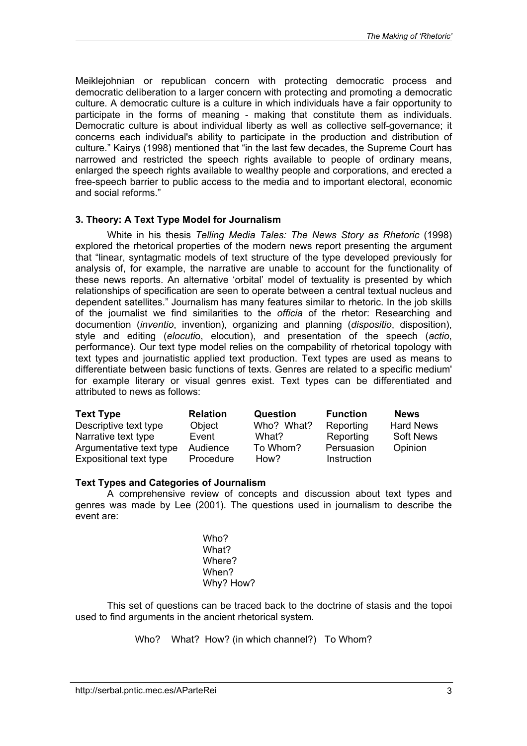Meiklejohnian or republican concern with protecting democratic process and democratic deliberation to a larger concern with protecting and promoting a democratic culture. A democratic culture is a culture in which individuals have a fair opportunity to participate in the forms of meaning - making that constitute them as individuals. Democratic culture is about individual liberty as well as collective self-governance; it concerns each individual's ability to participate in the production and distribution of culture." Kairys (1998) mentioned that "in the last few decades, the Supreme Court has narrowed and restricted the speech rights available to people of ordinary means, enlarged the speech rights available to wealthy people and corporations, and erected a free-speech barrier to public access to the media and to important electoral, economic and social reforms."

### 3. Theory: A Text Type Model for Journalism

White in his thesis *Telling Media Tales: The News Story as Rhetoric* (1998) explored the rhetorical properties of the modern news report presenting the argument that "linear, syntagmatic models of text structure of the type developed previously for analysis of, for example, the narrative are unable to account for the functionality of these news reports. An alternative 'orbital' model of textuality is presented by which relationships of specification are seen to operate between a central textual nucleus and dependent satellites." Journalism has many features similar to rhetoric. In the job skills of the journalist we find similarities to the *officia* of the rhetor: Researching and documention (*inventio*, invention), organizing and planning (*dispositio*, disposition), style and editing (*elocutio*, elocution), and presentation of the speech (*actio*, performance). Our text type model relies on the compability of rhetorical topology with text types and journatistic applied text production. Text types are used as means to differentiate between basic functions of texts. Genres are related to a specific medium' for example literary or visual genres exist. Text types can be differentiated and attributed to news as follows:

| Text Type | Relation | Question | Function | News |
|---|---|---|---|---|
| Descriptive text type | Object | Who? What? | Reporting | Hard News |
| Narrative text type | Event | What? | Reporting | Soft News |
| Argumentative text type | Audience | To Whom? | Persuasion | Opinion |
| Expositional text type | Procedure | How? | Instruction | |

#### Text Types and Categories of Journalism

A comprehensive review of concepts and discussion about text types and genres was made by Lee (2001). The questions used in journalism to describe the event are:

Who?
What?
Where?
When?
Why? How?

This set of questions can be traced back to the doctrine of stasis and the topoi used to find arguments in the ancient rhetorical system.

Who? What? How? (in which channel?) To Whom?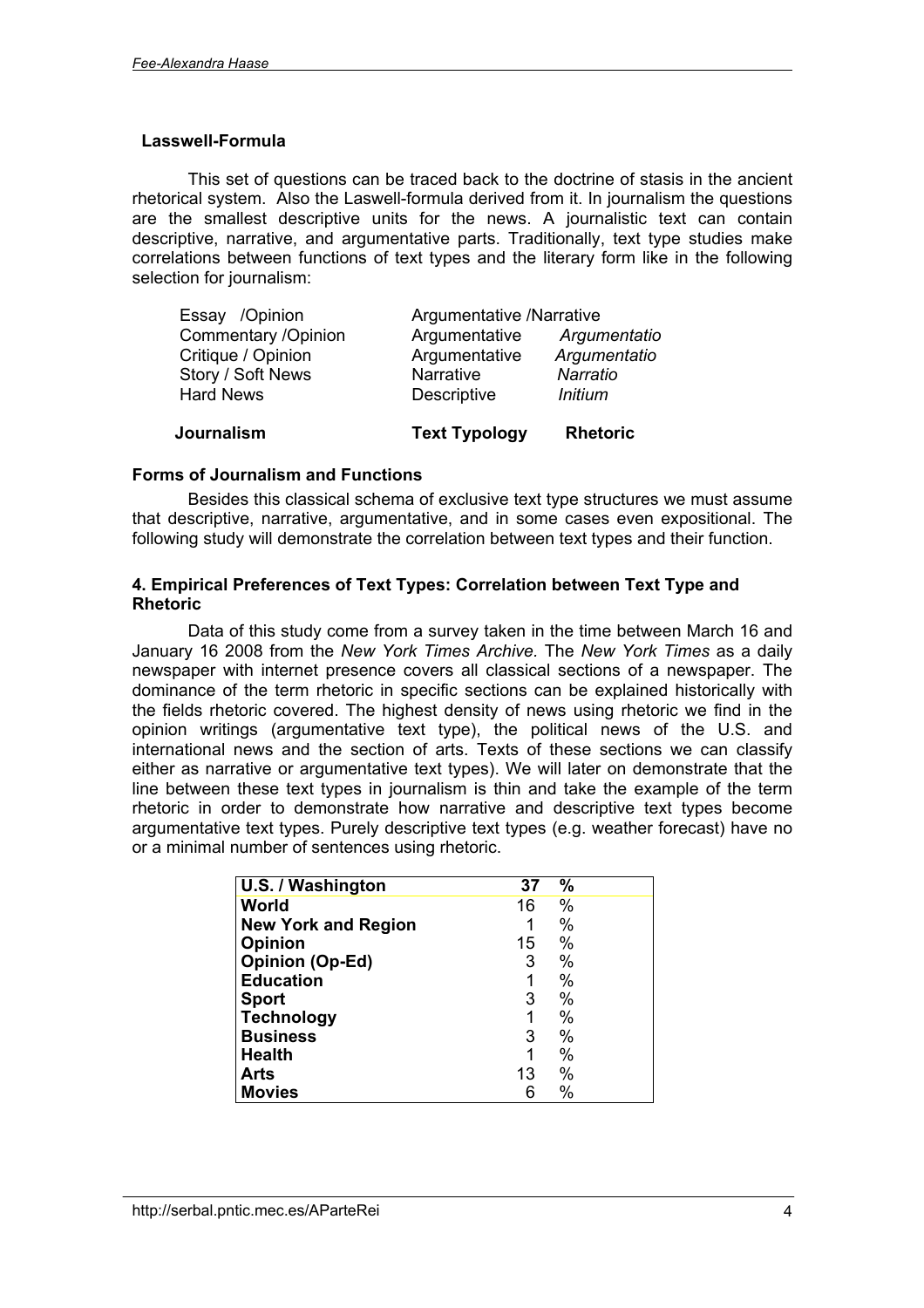### Lasswell-Formula

This set of questions can be traced back to the doctrine of stasis in the ancient rhetorical system. Also the Laswell-formula derived from it. In journalism the questions are the smallest descriptive units for the news. A journalistic text can contain descriptive, narrative, and argumentative parts. Traditionally, text type studies make correlations between functions of text types and the literary form like in the following selection for journalism:

| Journalism | Text Typology | Rhetoric |
|---|---|---|
| Essay /Opinion | Argumentative /Narrative | |
| Commentary /Opinion | Argumentative | *Argumentatio* |
| Critique / Opinion | Argumentative | *Argumentatio* |
| Story / Soft News | Narrative | *Narratio* |
| Hard News | Descriptive | *Initium* |

### Forms of Journalism and Functions

Besides this classical schema of exclusive text type structures we must assume that descriptive, narrative, argumentative, and in some cases even expositional. The following study will demonstrate the correlation between text types and their function.

## 4. Empirical Preferences of Text Types: Correlation between Text Type and Rhetoric

Data of this study come from a survey taken in the time between March 16 and January 16 2008 from the *New York Times Archive*. The *New York Times* as a daily newspaper with internet presence covers all classical sections of a newspaper. The dominance of the term rhetoric in specific sections can be explained historically with the fields rhetoric covered. The highest density of news using rhetoric we find in the opinion writings (argumentative text type), the political news of the U.S. and international news and the section of arts. Texts of these sections we can classify either as narrative or argumentative text types). We will later on demonstrate that the line between these text types in journalism is thin and take the example of the term rhetoric in order to demonstrate how narrative and descriptive text types become argumentative text types. Purely descriptive text types (e.g. weather forecast) have no or a minimal number of sentences using rhetoric.

| U.S. / Washington | 37 | % |
|---|---|---|
| World | 16 | % |
| New York and Region | 1 | % |
| Opinion | 15 | % |
| Opinion (Op-Ed) | 3 | % |
| Education | 1 | % |
| Sport | 3 | % |
| Technology | 1 | % |
| Business | 3 | % |
| Health | 1 | % |
| Arts | 13 | % |
| Movies | 6 | % |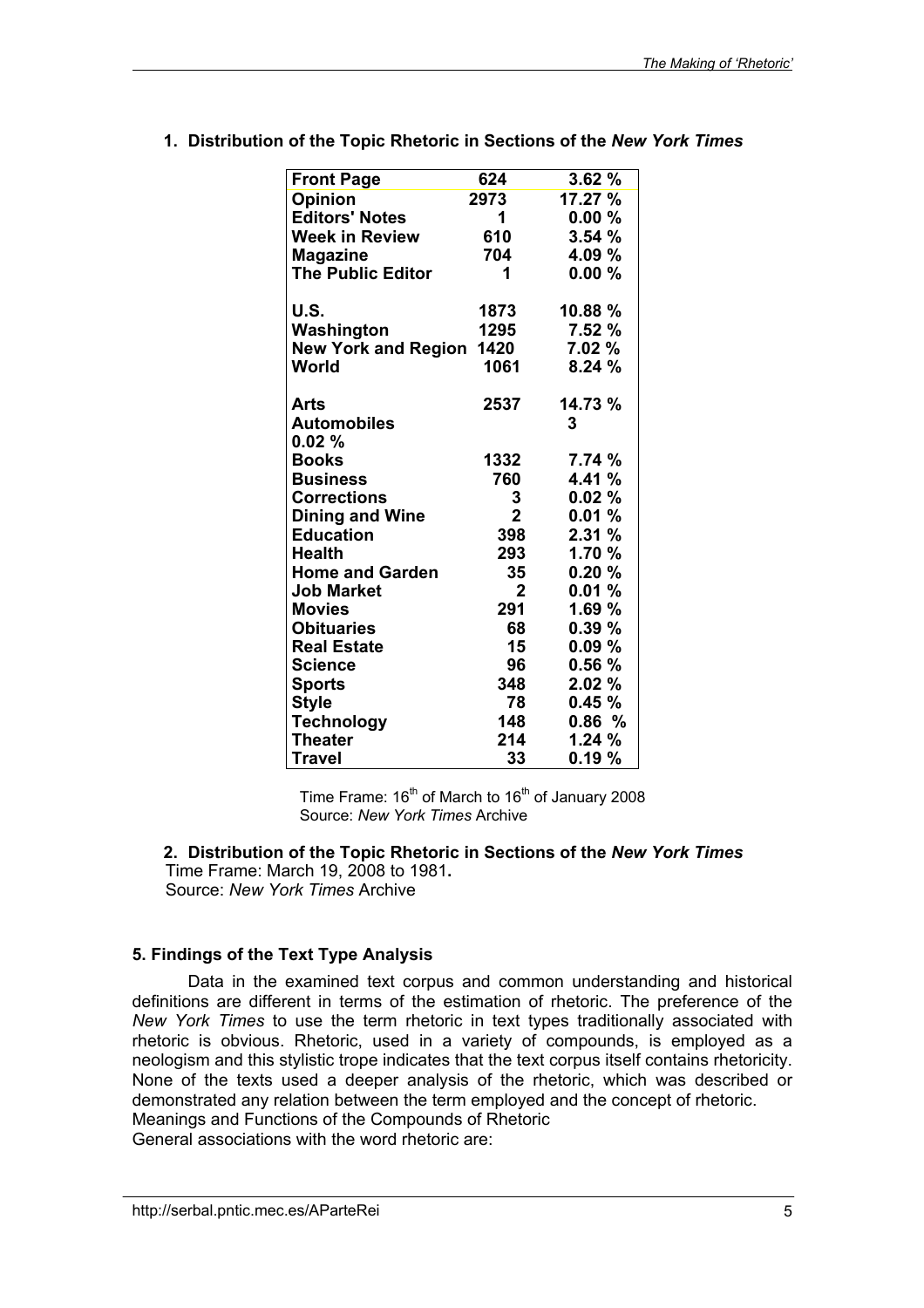**1. Distribution of the Topic Rhetoric in Sections of the *New York Times***

| Front Page | 624 | 3.62 % |
|---|---|---|
| Opinion | 2973 | 17.27 % |
| Editors' Notes | 1 | 0.00 % |
| Week in Review | 610 | 3.54 % |
| Magazine | 704 | 4.09 % |
| The Public Editor | 1 | 0.00 % |
| | | |
| U.S. | 1873 | 10.88 % |
| Washington | 1295 | 7.52 % |
| New York and Region | 1420 | 7.02 % |
| World | 1061 | 8.24 % |
| | | |
| Arts | 2537 | 14.73 % |
| Automobiles | | 3 |
| 0.02 % | | |
| Books | 1332 | 7.74 % |
| Business | 760 | 4.41 % |
| Corrections | 3 | 0.02 % |
| Dining and Wine | 2 | 0.01 % |
| Education | 398 | 2.31 % |
| Health | 293 | 1.70 % |
| Home and Garden | 35 | 0.20 % |
| Job Market | 2 | 0.01 % |
| Movies | 291 | 1.69 % |
| Obituaries | 68 | 0.39 % |
| Real Estate | 15 | 0.09 % |
| Science | 96 | 0.56 % |
| Sports | 348 | 2.02 % |
| Style | 78 | 0.45 % |
| Technology | 148 | 0.86 % |
| Theater | 214 | 1.24 % |
| Travel | 33 | 0.19 % |

Time Frame: 16th of March to 16th of January 2008
Source: *New York Times* Archive

**2. Distribution of the Topic Rhetoric in Sections of the *New York Times***
Time Frame: March 19, 2008 to 1981**.**
Source: *New York Times* Archive

### 5. Findings of the Text Type Analysis

Data in the examined text corpus and common understanding and historical definitions are different in terms of the estimation of rhetoric. The preference of the *New York Times* to use the term rhetoric in text types traditionally associated with rhetoric is obvious. Rhetoric, used in a variety of compounds, is employed as a neologism and this stylistic trope indicates that the text corpus itself contains rhetoricity. None of the texts used a deeper analysis of the rhetoric, which was described or demonstrated any relation between the term employed and the concept of rhetoric.

Meanings and Functions of the Compounds of Rhetoric

General associations with the word rhetoric are: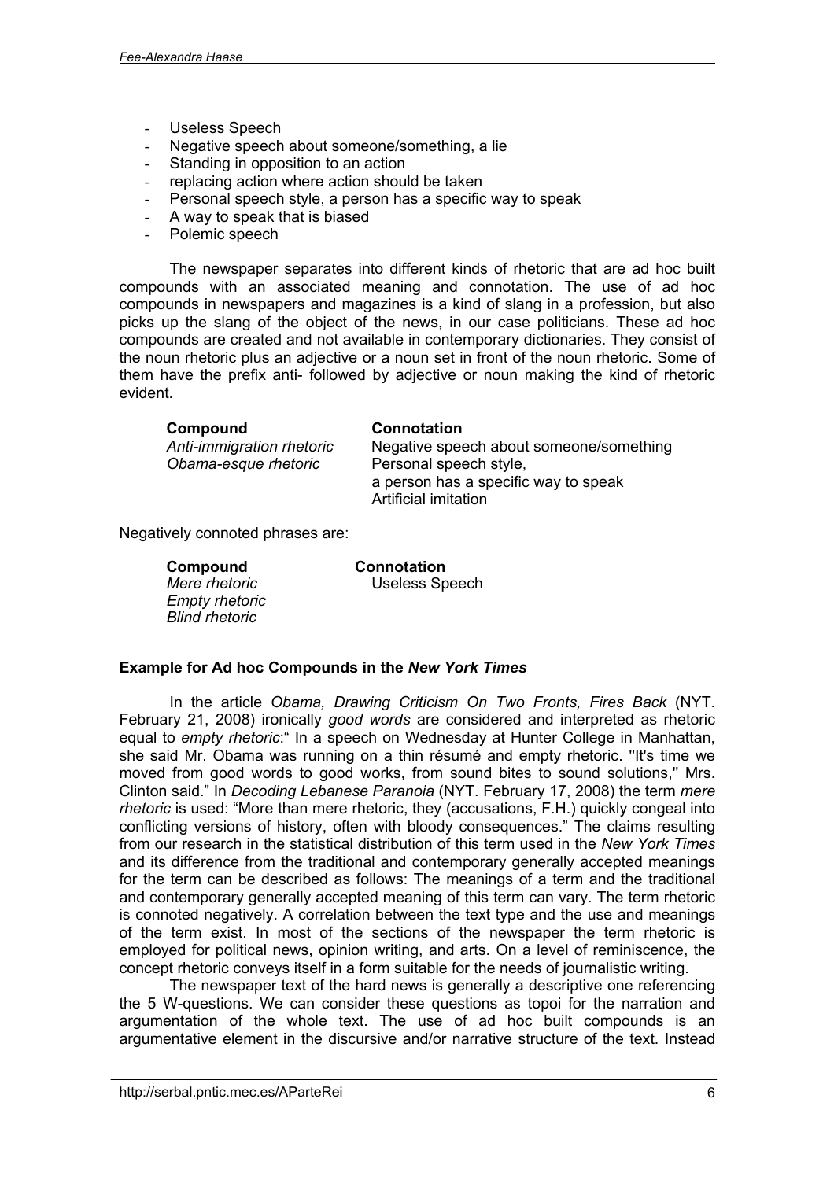- Useless Speech
- Negative speech about someone/something, a lie
- Standing in opposition to an action
- replacing action where action should be taken
- Personal speech style, a person has a specific way to speak
- A way to speak that is biased
- Polemic speech

The newspaper separates into different kinds of rhetoric that are ad hoc built compounds with an associated meaning and connotation. The use of ad hoc compounds in newspapers and magazines is a kind of slang in a profession, but also picks up the slang of the object of the news, in our case politicians. These ad hoc compounds are created and not available in contemporary dictionaries. They consist of the noun rhetoric plus an adjective or a noun set in front of the noun rhetoric. Some of them have the prefix anti- followed by adjective or noun making the kind of rhetoric evident.

| Compound | Connotation |
| --- | --- |
| *Anti-immigration rhetoric* | Negative speech about someone/something |
| *Obama-esque rhetoric* | Personal speech style, a person has a specific way to speak Artificial imitation |

Negatively connoted phrases are:

| Compound | Connotation |
| --- | --- |
| *Mere rhetoric* | Useless Speech |
| *Empty rhetoric* | |
| *Blind rhetoric* | |

**Example for Ad hoc Compounds in the *New York Times***

In the article *Obama, Drawing Criticism On Two Fronts, Fires Back* (NYT. February 21, 2008) ironically *good words* are considered and interpreted as rhetoric equal to *empty rhetoric*:" In a speech on Wednesday at Hunter College in Manhattan, she said Mr. Obama was running on a thin résumé and empty rhetoric. ''It's time we moved from good words to good works, from sound bites to sound solutions,'' Mrs. Clinton said." In *Decoding Lebanese Paranoia* (NYT. February 17, 2008) the term *mere rhetoric* is used: "More than mere rhetoric, they (accusations, F.H.) quickly congeal into conflicting versions of history, often with bloody consequences." The claims resulting from our research in the statistical distribution of this term used in the *New York Times* and its difference from the traditional and contemporary generally accepted meanings for the term can be described as follows: The meanings of a term and the traditional and contemporary generally accepted meaning of this term can vary. The term rhetoric is connoted negatively. A correlation between the text type and the use and meanings of the term exist. In most of the sections of the newspaper the term rhetoric is employed for political news, opinion writing, and arts. On a level of reminiscence, the concept rhetoric conveys itself in a form suitable for the needs of journalistic writing.

The newspaper text of the hard news is generally a descriptive one referencing the 5 W-questions. We can consider these questions as topoi for the narration and argumentation of the whole text. The use of ad hoc built compounds is an argumentative element in the discursive and/or narrative structure of the text. Instead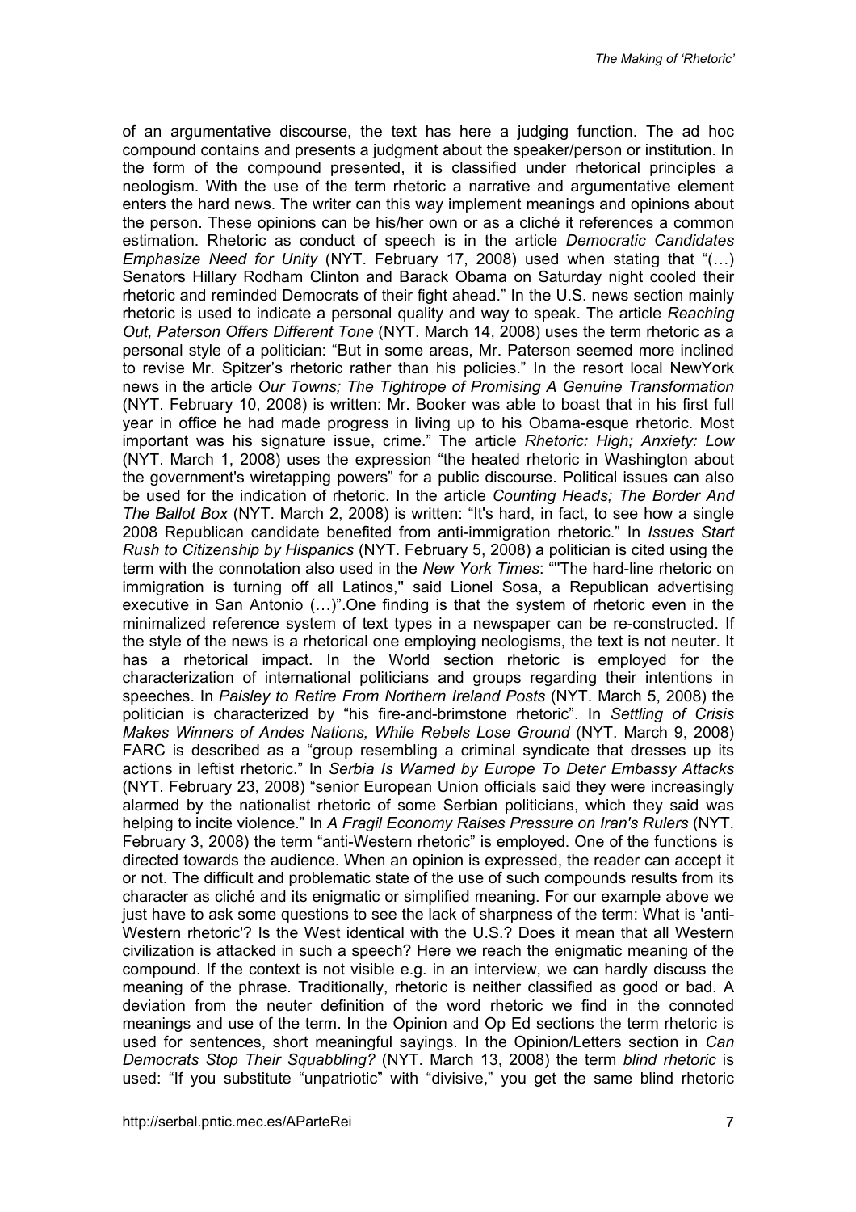of an argumentative discourse, the text has here a judging function. The ad hoc compound contains and presents a judgment about the speaker/person or institution. In the form of the compound presented, it is classified under rhetorical principles a neologism. With the use of the term rhetoric a narrative and argumentative element enters the hard news. The writer can this way implement meanings and opinions about the person. These opinions can be his/her own or as a cliché it references a common estimation. Rhetoric as conduct of speech is in the article *Democratic Candidates Emphasize Need for Unity* (NYT. February 17, 2008) used when stating that "(…) Senators Hillary Rodham Clinton and Barack Obama on Saturday night cooled their rhetoric and reminded Democrats of their fight ahead." In the U.S. news section mainly rhetoric is used to indicate a personal quality and way to speak. The article *Reaching Out, Paterson Offers Different Tone* (NYT. March 14, 2008) uses the term rhetoric as a personal style of a politician: "But in some areas, Mr. Paterson seemed more inclined to revise Mr. Spitzer's rhetoric rather than his policies." In the resort local NewYork news in the article *Our Towns; The Tightrope of Promising A Genuine Transformation* (NYT. February 10, 2008) is written: Mr. Booker was able to boast that in his first full year in office he had made progress in living up to his Obama-esque rhetoric. Most important was his signature issue, crime." The article *Rhetoric: High; Anxiety: Low* (NYT. March 1, 2008) uses the expression "the heated rhetoric in Washington about the government's wiretapping powers" for a public discourse. Political issues can also be used for the indication of rhetoric. In the article *Counting Heads; The Border And The Ballot Box* (NYT. March 2, 2008) is written: "It's hard, in fact, to see how a single 2008 Republican candidate benefited from anti-immigration rhetoric." In *Issues Start Rush to Citizenship by Hispanics* (NYT. February 5, 2008) a politician is cited using the term with the connotation also used in the *New York Times*: ""The hard-line rhetoric on immigration is turning off all Latinos,'' said Lionel Sosa, a Republican advertising executive in San Antonio (…)".One finding is that the system of rhetoric even in the minimalized reference system of text types in a newspaper can be re-constructed. If the style of the news is a rhetorical one employing neologisms, the text is not neuter. It has a rhetorical impact. In the World section rhetoric is employed for the characterization of international politicians and groups regarding their intentions in speeches. In *Paisley to Retire From Northern Ireland Posts* (NYT. March 5, 2008) the politician is characterized by "his fire-and-brimstone rhetoric". In *Settling of Crisis Makes Winners of Andes Nations, While Rebels Lose Ground* (NYT. March 9, 2008) FARC is described as a "group resembling a criminal syndicate that dresses up its actions in leftist rhetoric." In *Serbia Is Warned by Europe To Deter Embassy Attacks* (NYT. February 23, 2008) "senior European Union officials said they were increasingly alarmed by the nationalist rhetoric of some Serbian politicians, which they said was helping to incite violence." In *A Fragil Economy Raises Pressure on Iran's Rulers* (NYT. February 3, 2008) the term "anti-Western rhetoric" is employed. One of the functions is directed towards the audience. When an opinion is expressed, the reader can accept it or not. The difficult and problematic state of the use of such compounds results from its character as cliché and its enigmatic or simplified meaning. For our example above we just have to ask some questions to see the lack of sharpness of the term: What is 'anti-Western rhetoric'? Is the West identical with the U.S.? Does it mean that all Western civilization is attacked in such a speech? Here we reach the enigmatic meaning of the compound. If the context is not visible e.g. in an interview, we can hardly discuss the meaning of the phrase. Traditionally, rhetoric is neither classified as good or bad. A deviation from the neuter definition of the word rhetoric we find in the connoted meanings and use of the term. In the Opinion and Op Ed sections the term rhetoric is used for sentences, short meaningful sayings. In the Opinion/Letters section in *Can Democrats Stop Their Squabbling?* (NYT. March 13, 2008) the term *blind rhetoric* is used: "If you substitute "unpatriotic" with "divisive," you get the same blind rhetoric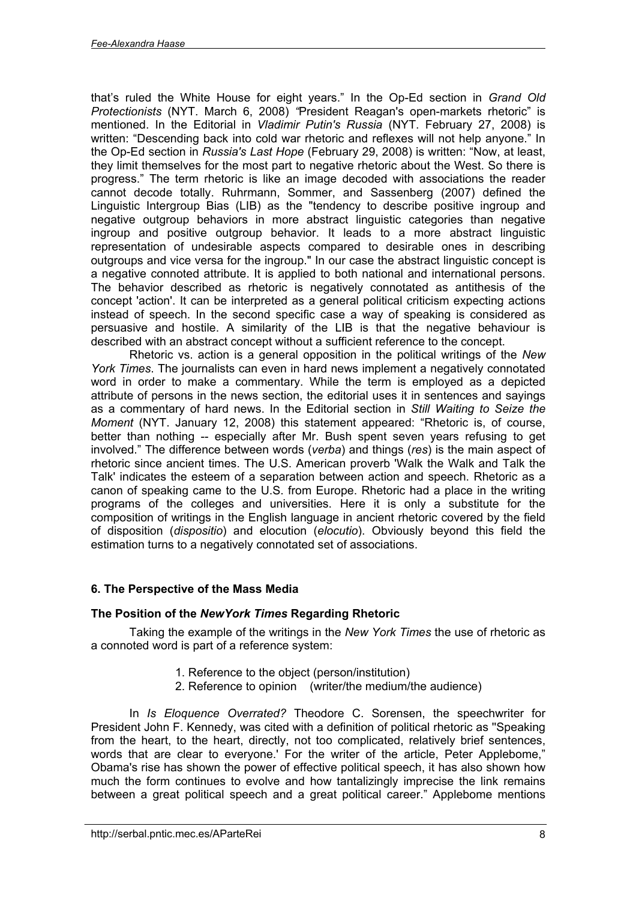that's ruled the White House for eight years." In the Op-Ed section in *Grand Old Protectionists* (NYT. March 6, 2008) *"*President Reagan's open-markets rhetoric" is mentioned. In the Editorial in *Vladimir Putin's Russia* (NYT. February 27, 2008) is written: "Descending back into cold war rhetoric and reflexes will not help anyone." In the Op-Ed section in *Russia's Last Hope* (February 29, 2008) is written: "Now, at least, they limit themselves for the most part to negative rhetoric about the West. So there is progress." The term rhetoric is like an image decoded with associations the reader cannot decode totally. Ruhrmann, Sommer, and Sassenberg (2007) defined the Linguistic Intergroup Bias (LIB) as the "tendency to describe positive ingroup and negative outgroup behaviors in more abstract linguistic categories than negative ingroup and positive outgroup behavior. It leads to a more abstract linguistic representation of undesirable aspects compared to desirable ones in describing outgroups and vice versa for the ingroup." In our case the abstract linguistic concept is a negative connoted attribute. It is applied to both national and international persons. The behavior described as rhetoric is negatively connotated as antithesis of the concept 'action'. It can be interpreted as a general political criticism expecting actions instead of speech. In the second specific case a way of speaking is considered as persuasive and hostile. A similarity of the LIB is that the negative behaviour is described with an abstract concept without a sufficient reference to the concept.

Rhetoric vs. action is a general opposition in the political writings of the *New York Times*. The journalists can even in hard news implement a negatively connotated word in order to make a commentary. While the term is employed as a depicted attribute of persons in the news section, the editorial uses it in sentences and sayings as a commentary of hard news. In the Editorial section in *Still Waiting to Seize the Moment* (NYT. January 12, 2008) this statement appeared: "Rhetoric is, of course, better than nothing -- especially after Mr. Bush spent seven years refusing to get involved." The difference between words (*verba*) and things (*res*) is the main aspect of rhetoric since ancient times. The U.S. American proverb 'Walk the Walk and Talk the Talk' indicates the esteem of a separation between action and speech. Rhetoric as a canon of speaking came to the U.S. from Europe. Rhetoric had a place in the writing programs of the colleges and universities. Here it is only a substitute for the composition of writings in the English language in ancient rhetoric covered by the field of disposition (*dispositio*) and elocution (*elocutio*). Obviously beyond this field the estimation turns to a negatively connotated set of associations.

## 6. The Perspective of the Mass Media

### The Position of the *NewYork Times* Regarding Rhetoric

Taking the example of the writings in the *New York Times* the use of rhetoric as a connoted word is part of a reference system:

1. Reference to the object (person/institution)
2. Reference to opinion (writer/the medium/the audience)

In *Is Eloquence Overrated?* Theodore C. Sorensen, the speechwriter for President John F. Kennedy, was cited with a definition of political rhetoric as "Speaking from the heart, to the heart, directly, not too complicated, relatively brief sentences, words that are clear to everyone.' For the writer of the article, Peter Applebome," Obama's rise has shown the power of effective political speech, it has also shown how much the form continues to evolve and how tantalizingly imprecise the link remains between a great political speech and a great political career." Applebome mentions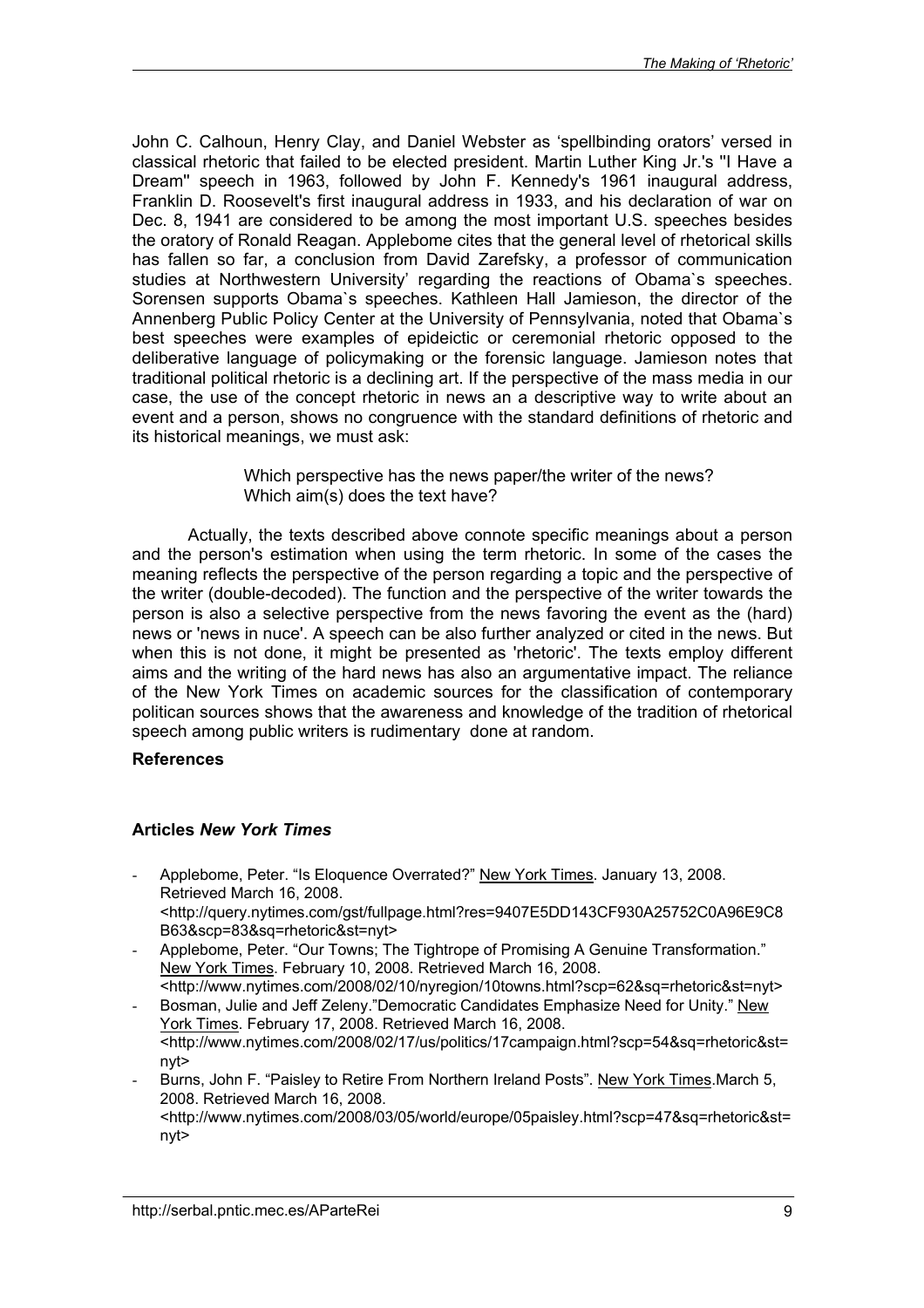John C. Calhoun, Henry Clay, and Daniel Webster as 'spellbinding orators' versed in classical rhetoric that failed to be elected president. Martin Luther King Jr.'s "I Have a Dream" speech in 1963, followed by John F. Kennedy's 1961 inaugural address, Franklin D. Roosevelt's first inaugural address in 1933, and his declaration of war on Dec. 8, 1941 are considered to be among the most important U.S. speeches besides the oratory of Ronald Reagan. Applebome cites that the general level of rhetorical skills has fallen so far, a conclusion from David Zarefsky, a professor of communication studies at Northwestern University' regarding the reactions of Obama`s speeches. Sorensen supports Obama`s speeches. Kathleen Hall Jamieson, the director of the Annenberg Public Policy Center at the University of Pennsylvania, noted that Obama`s best speeches were examples of epideictic or ceremonial rhetoric opposed to the deliberative language of policymaking or the forensic language. Jamieson notes that traditional political rhetoric is a declining art. If the perspective of the mass media in our case, the use of the concept rhetoric in news an a descriptive way to write about an event and a person, shows no congruence with the standard definitions of rhetoric and its historical meanings, we must ask:

> Which perspective has the news paper/the writer of the news?
> Which aim(s) does the text have?

Actually, the texts described above connote specific meanings about a person and the person's estimation when using the term rhetoric. In some of the cases the meaning reflects the perspective of the person regarding a topic and the perspective of the writer (double-decoded). The function and the perspective of the writer towards the person is also a selective perspective from the news favoring the event as the (hard) news or 'news in nuce'. A speech can be also further analyzed or cited in the news. But when this is not done, it might be presented as 'rhetoric'. The texts employ different aims and the writing of the hard news has also an argumentative impact. The reliance of the New York Times on academic sources for the classification of contemporary politican sources shows that the awareness and knowledge of the tradition of rhetorical speech among public writers is rudimentary done at random.

**References**

**Articles *New York Times***

- Applebome, Peter. "Is Eloquence Overrated?" New York Times. January 13, 2008. Retrieved March 16, 2008. <http://query.nytimes.com/gst/fullpage.html?res=9407E5DD143CF930A25752C0A96E9C8B63&scp=83&sq=rhetoric&st=nyt>
- Applebome, Peter. "Our Towns; The Tightrope of Promising A Genuine Transformation." New York Times. February 10, 2008. Retrieved March 16, 2008. <http://www.nytimes.com/2008/02/10/nyregion/10towns.html?scp=62&sq=rhetoric&st=nyt>
- Bosman, Julie and Jeff Zeleny."Democratic Candidates Emphasize Need for Unity." New York Times. February 17, 2008. Retrieved March 16, 2008. <http://www.nytimes.com/2008/02/17/us/politics/17campaign.html?scp=54&sq=rhetoric&st=nyt>
- Burns, John F. "Paisley to Retire From Northern Ireland Posts". New York Times.March 5, 2008. Retrieved March 16, 2008. <http://www.nytimes.com/2008/03/05/world/europe/05paisley.html?scp=47&sq=rhetoric&st=nyt>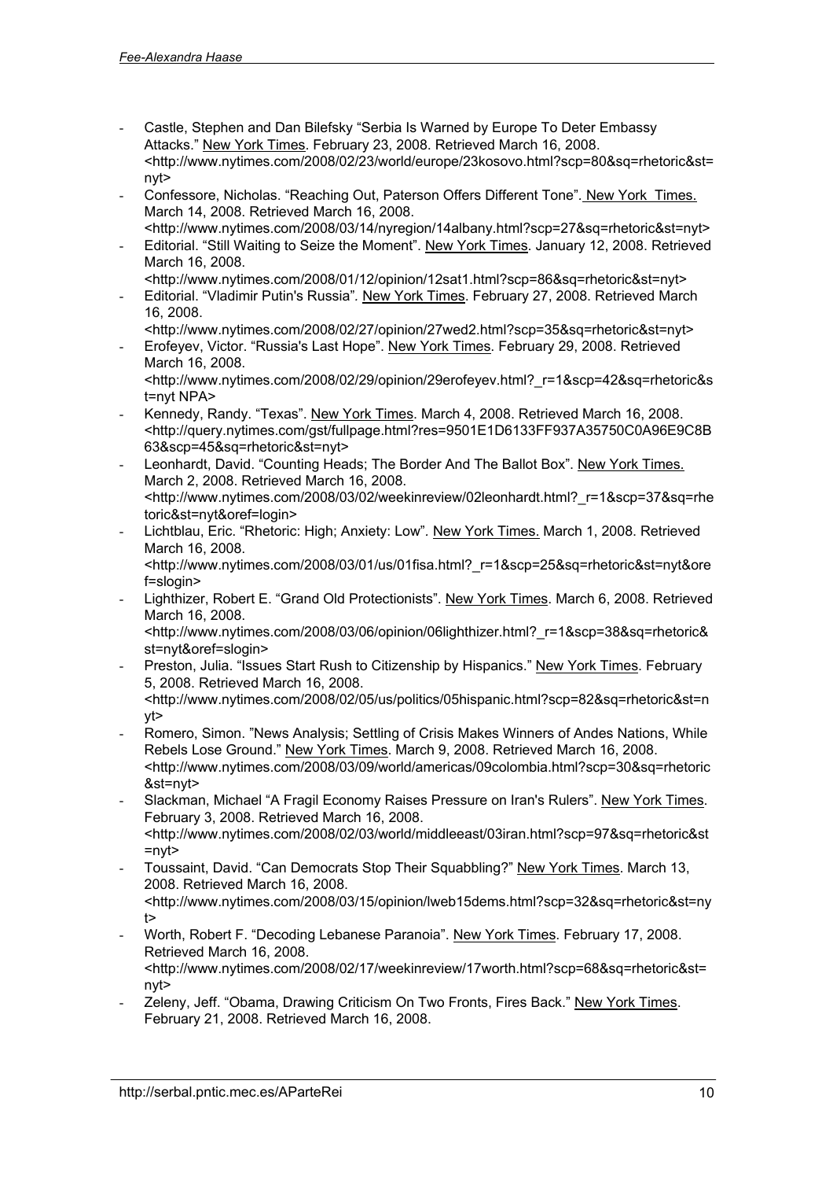- Castle, Stephen and Dan Bilefsky "Serbia Is Warned by Europe To Deter Embassy Attacks." New York Times. February 23, 2008. Retrieved March 16, 2008. <http://www.nytimes.com/2008/02/23/world/europe/23kosovo.html?scp=80&sq=rhetoric&st=nyt>
- Confessore, Nicholas. "Reaching Out, Paterson Offers Different Tone". New York Times. March 14, 2008. Retrieved March 16, 2008. <http://www.nytimes.com/2008/03/14/nyregion/14albany.html?scp=27&sq=rhetoric&st=nyt>
- Editorial. "Still Waiting to Seize the Moment". New York Times. January 12, 2008. Retrieved March 16, 2008. <http://www.nytimes.com/2008/01/12/opinion/12sat1.html?scp=86&sq=rhetoric&st=nyt>
- Editorial. "Vladimir Putin's Russia". New York Times. February 27, 2008. Retrieved March 16, 2008. <http://www.nytimes.com/2008/02/27/opinion/27wed2.html?scp=35&sq=rhetoric&st=nyt>
- Erofeyev, Victor. "Russia's Last Hope". New York Times. February 29, 2008. Retrieved March 16, 2008. <http://www.nytimes.com/2008/02/29/opinion/29erofeyev.html?_r=1&scp=42&sq=rhetoric&st=nyt NPA>
- Kennedy, Randy. "Texas". New York Times. March 4, 2008. Retrieved March 16, 2008. <http://query.nytimes.com/gst/fullpage.html?res=9501E1D6133FF937A35750C0A96E9C8B63&scp=45&sq=rhetoric&st=nyt>
- Leonhardt, David. "Counting Heads; The Border And The Ballot Box". New York Times. March 2, 2008. Retrieved March 16, 2008. <http://www.nytimes.com/2008/03/02/weekinreview/02leonhardt.html?_r=1&scp=37&sq=rhetoric&st=nyt&oref=login>
- Lichtblau, Eric. "Rhetoric: High; Anxiety: Low". New York Times. March 1, 2008. Retrieved March 16, 2008. <http://www.nytimes.com/2008/03/01/us/01fisa.html?_r=1&scp=25&sq=rhetoric&st=nyt&oref=slogin>
- Lighthizer, Robert E. "Grand Old Protectionists". New York Times. March 6, 2008. Retrieved March 16, 2008. <http://www.nytimes.com/2008/03/06/opinion/06lighthizer.html?_r=1&scp=38&sq=rhetoric&st=nyt&oref=slogin>
- Preston, Julia. "Issues Start Rush to Citizenship by Hispanics." New York Times. February 5, 2008. Retrieved March 16, 2008. <http://www.nytimes.com/2008/02/05/us/politics/05hispanic.html?scp=82&sq=rhetoric&st=nyt>
- Romero, Simon. "News Analysis; Settling of Crisis Makes Winners of Andes Nations, While Rebels Lose Ground." New York Times. March 9, 2008. Retrieved March 16, 2008. <http://www.nytimes.com/2008/03/09/world/americas/09colombia.html?scp=30&sq=rhetoric&st=nyt>
- Slackman, Michael "A Fragil Economy Raises Pressure on Iran's Rulers". New York Times. February 3, 2008. Retrieved March 16, 2008. <http://www.nytimes.com/2008/02/03/world/middleeast/03iran.html?scp=97&sq=rhetoric&st=nyt>
- Toussaint, David. "Can Democrats Stop Their Squabbling?" New York Times. March 13, 2008. Retrieved March 16, 2008. <http://www.nytimes.com/2008/03/15/opinion/lweb15dems.html?scp=32&sq=rhetoric&st=nyt>
- Worth, Robert F. "Decoding Lebanese Paranoia". New York Times. February 17, 2008. Retrieved March 16, 2008. <http://www.nytimes.com/2008/02/17/weekinreview/17worth.html?scp=68&sq=rhetoric&st=nyt>
- Zeleny, Jeff. "Obama, Drawing Criticism On Two Fronts, Fires Back." New York Times. February 21, 2008. Retrieved March 16, 2008.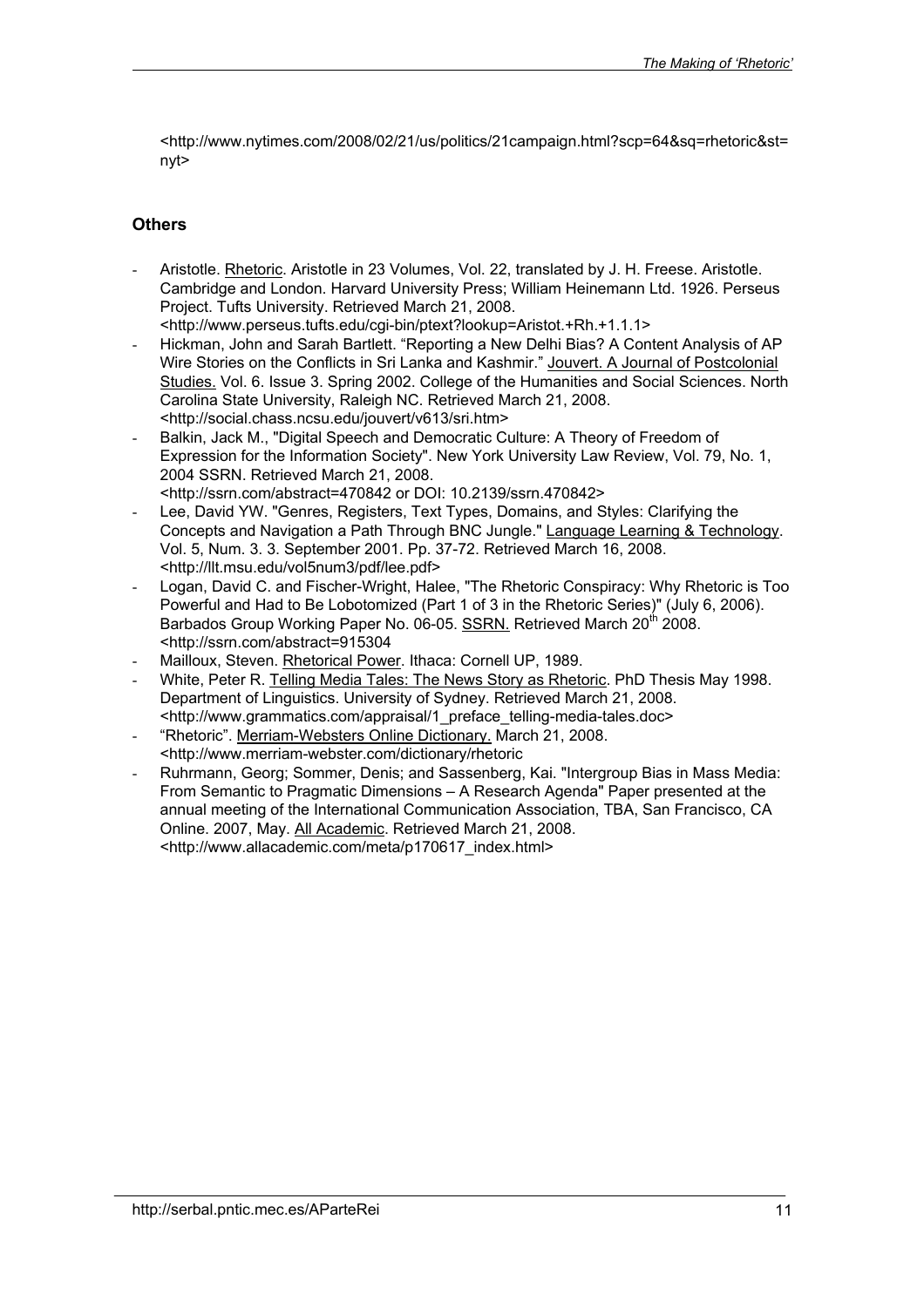<http://www.nytimes.com/2008/02/21/us/politics/21campaign.html?scp=64&sq=rhetoric&st=nyt>

### Others

- Aristotle. Rhetoric. Aristotle in 23 Volumes, Vol. 22, translated by J. H. Freese. Aristotle. Cambridge and London. Harvard University Press; William Heinemann Ltd. 1926. Perseus Project. Tufts University. Retrieved March 21, 2008. <http://www.perseus.tufts.edu/cgi-bin/ptext?lookup=Aristot.+Rh.+1.1.1>
- Hickman, John and Sarah Bartlett. "Reporting a New Delhi Bias? A Content Analysis of AP Wire Stories on the Conflicts in Sri Lanka and Kashmir." Jouvert. A Journal of Postcolonial Studies. Vol. 6. Issue 3. Spring 2002. College of the Humanities and Social Sciences. North Carolina State University, Raleigh NC. Retrieved March 21, 2008. <http://social.chass.ncsu.edu/jouvert/v613/sri.htm>
- Balkin, Jack M., "Digital Speech and Democratic Culture: A Theory of Freedom of Expression for the Information Society". New York University Law Review, Vol. 79, No. 1, 2004 SSRN. Retrieved March 21, 2008. <http://ssrn.com/abstract=470842 or DOI: 10.2139/ssrn.470842>
- Lee, David YW. "Genres, Registers, Text Types, Domains, and Styles: Clarifying the Concepts and Navigation a Path Through BNC Jungle." Language Learning & Technology. Vol. 5, Num. 3. 3. September 2001. Pp. 37-72. Retrieved March 16, 2008. <http://llt.msu.edu/vol5num3/pdf/lee.pdf>
- Logan, David C. and Fischer-Wright, Halee, "The Rhetoric Conspiracy: Why Rhetoric is Too Powerful and Had to Be Lobotomized (Part 1 of 3 in the Rhetoric Series)" (July 6, 2006). Barbados Group Working Paper No. 06-05. SSRN. Retrieved March 20th 2008. <http://ssrn.com/abstract=915304
- Mailloux, Steven. Rhetorical Power. Ithaca: Cornell UP, 1989.
- White, Peter R. Telling Media Tales: The News Story as Rhetoric. PhD Thesis May 1998. Department of Linguistics. University of Sydney. Retrieved March 21, 2008. <http://www.grammatics.com/appraisal/1_preface_telling-media-tales.doc>
- "Rhetoric". Merriam-Websters Online Dictionary. March 21, 2008. <http://www.merriam-webster.com/dictionary/rhetoric
- Ruhrmann, Georg; Sommer, Denis; and Sassenberg, Kai. "Intergroup Bias in Mass Media: From Semantic to Pragmatic Dimensions – A Research Agenda" Paper presented at the annual meeting of the International Communication Association, TBA, San Francisco, CA Online. 2007, May. All Academic. Retrieved March 21, 2008. <http://www.allacademic.com/meta/p170617_index.html>